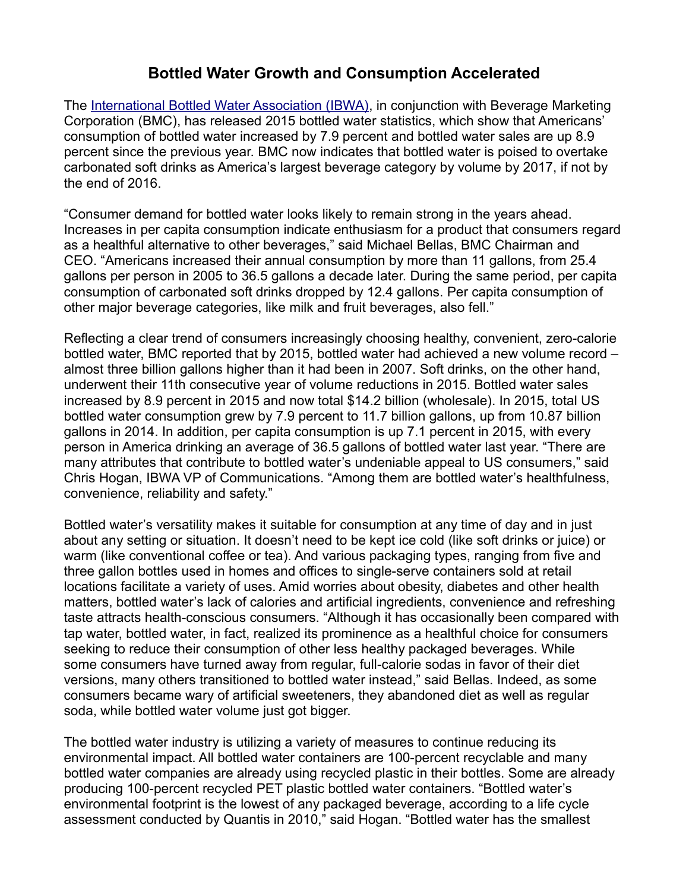# Bottled Water Growth and Consumption Accelerated

The [International Bottled Water Association (IBWA)](), in conjunction with Beverage Marketing Corporation (BMC), has released 2015 bottled water statistics, which show that Americans' consumption of bottled water increased by 7.9 percent and bottled water sales are up 8.9 percent since the previous year. BMC now indicates that bottled water is poised to overtake carbonated soft drinks as America's largest beverage category by volume by 2017, if not by the end of 2016.

"Consumer demand for bottled water looks likely to remain strong in the years ahead. Increases in per capita consumption indicate enthusiasm for a product that consumers regard as a healthful alternative to other beverages," said Michael Bellas, BMC Chairman and CEO. "Americans increased their annual consumption by more than 11 gallons, from 25.4 gallons per person in 2005 to 36.5 gallons a decade later. During the same period, per capita consumption of carbonated soft drinks dropped by 12.4 gallons. Per capita consumption of other major beverage categories, like milk and fruit beverages, also fell."

Reflecting a clear trend of consumers increasingly choosing healthy, convenient, zero-calorie bottled water, BMC reported that by 2015, bottled water had achieved a new volume record – almost three billion gallons higher than it had been in 2007. Soft drinks, on the other hand, underwent their 11th consecutive year of volume reductions in 2015. Bottled water sales increased by 8.9 percent in 2015 and now total $14.2 billion (wholesale). In 2015, total US bottled water consumption grew by 7.9 percent to 11.7 billion gallons, up from 10.87 billion gallons in 2014. In addition, per capita consumption is up 7.1 percent in 2015, with every person in America drinking an average of 36.5 gallons of bottled water last year. "There are many attributes that contribute to bottled water's undeniable appeal to US consumers," said Chris Hogan, IBWA VP of Communications. "Among them are bottled water's healthfulness, convenience, reliability and safety."

Bottled water's versatility makes it suitable for consumption at any time of day and in just about any setting or situation. It doesn't need to be kept ice cold (like soft drinks or juice) or warm (like conventional coffee or tea). And various packaging types, ranging from five and three gallon bottles used in homes and offices to single-serve containers sold at retail locations facilitate a variety of uses. Amid worries about obesity, diabetes and other health matters, bottled water's lack of calories and artificial ingredients, convenience and refreshing taste attracts health-conscious consumers. "Although it has occasionally been compared with tap water, bottled water, in fact, realized its prominence as a healthful choice for consumers seeking to reduce their consumption of other less healthy packaged beverages. While some consumers have turned away from regular, full-calorie sodas in favor of their diet versions, many others transitioned to bottled water instead," said Bellas. Indeed, as some consumers became wary of artificial sweeteners, they abandoned diet as well as regular soda, while bottled water volume just got bigger.

The bottled water industry is utilizing a variety of measures to continue reducing its environmental impact. All bottled water containers are 100-percent recyclable and many bottled water companies are already using recycled plastic in their bottles. Some are already producing 100-percent recycled PET plastic bottled water containers. "Bottled water's environmental footprint is the lowest of any packaged beverage, according to a life cycle assessment conducted by Quantis in 2010," said Hogan. "Bottled water has the smallest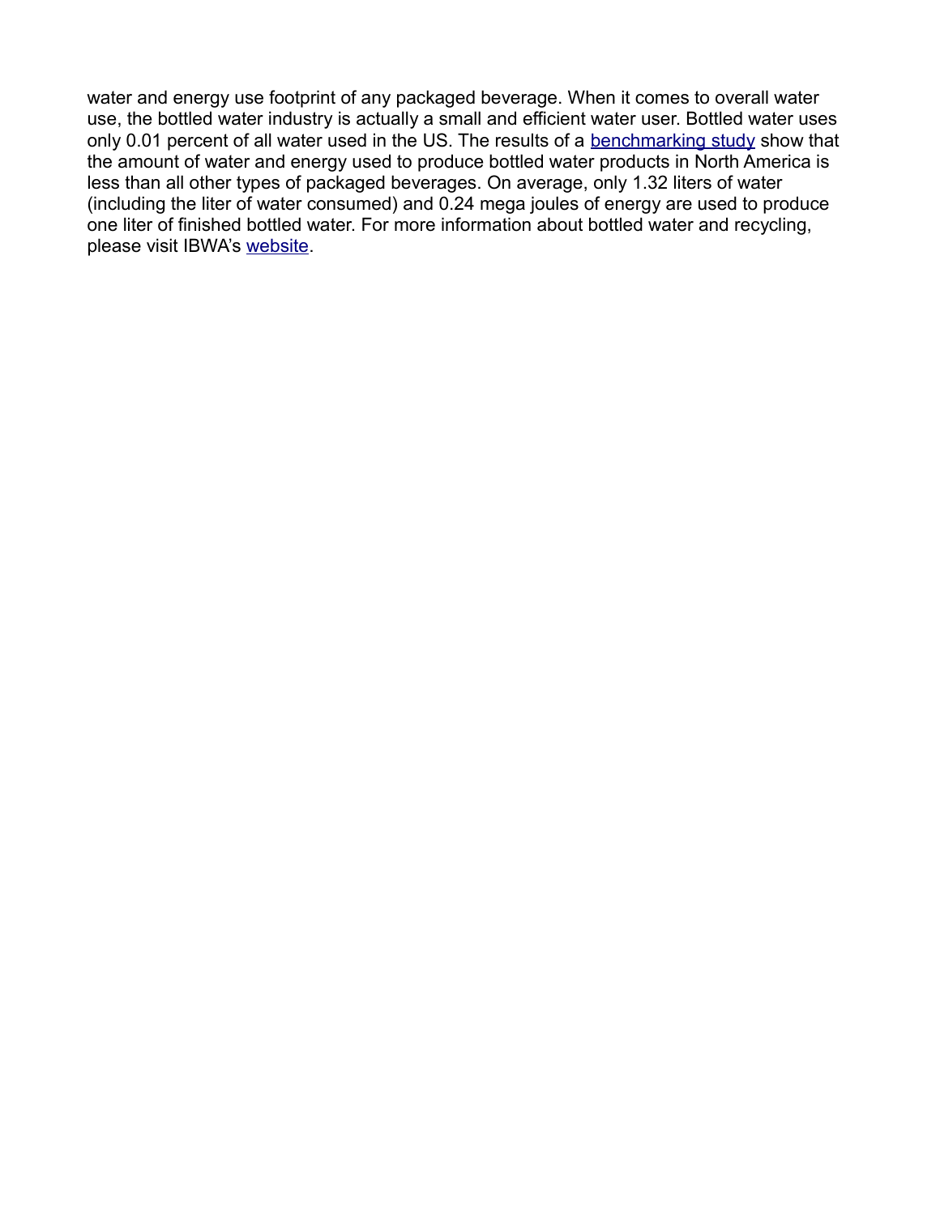water and energy use footprint of any packaged beverage. When it comes to overall water use, the bottled water industry is actually a small and efficient water user. Bottled water uses only 0.01 percent of all water used in the US. The results of a benchmarking study show that the amount of water and energy used to produce bottled water products in North America is less than all other types of packaged beverages. On average, only 1.32 liters of water (including the liter of water consumed) and 0.24 mega joules of energy are used to produce one liter of finished bottled water. For more information about bottled water and recycling, please visit IBWA's website.